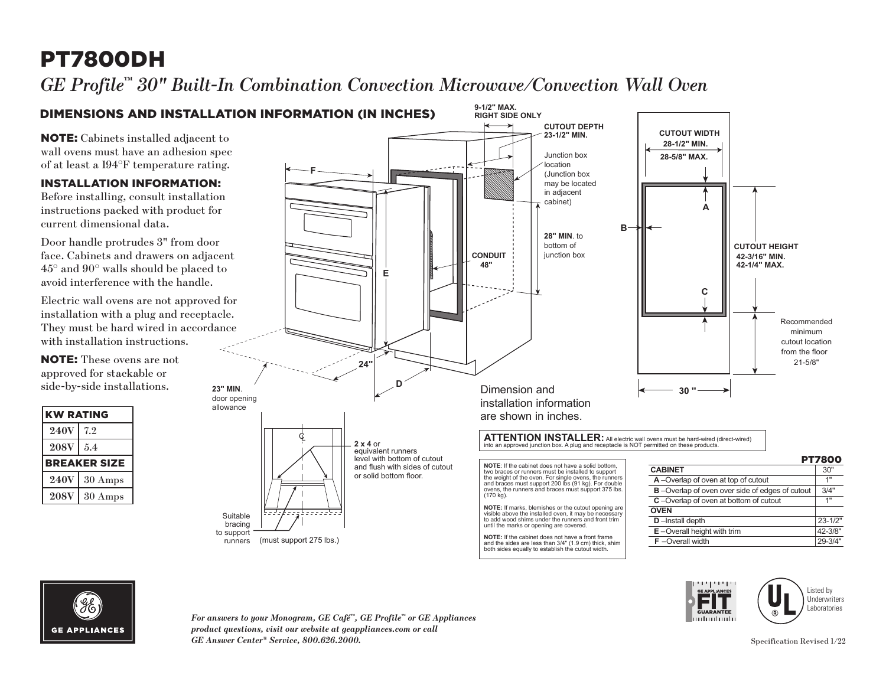# PT7800DH

## *GE Profile™ 30" Built-In Combination Convection Microwave/Convection Wall Oven*

## DIMENSIONS AND INSTALLATION INFORMATION (IN INCHES)

**NOTE:** Cabinets installed adjacent to wall ovens must have an adhesion spec of at least a 194°F temperature rating.

### INSTALLATION INFORMATION:

Before installing, consult installation instructions packed with product for current dimensional data.

Door handle protrudes 3" from door face. Cabinets and drawers on adjacent 45° and 90° walls should be placed to avoid interference with the handle.

Electric wall ovens are not approved for installation with a plug and receptacle. They must be hard wired in accordance with installation instructions.

**NOTE:** These ovens are not approved for stackable or side-by-side installations.

| KW RATING | |
|---|---|
| 240V | 7.2 |
| 208V | 5.4 |
| **BREAKER SIZE** | |
| 240V | 30 Amps |
| 208V | 30 Amps |

9-1/2" MAX. RIGHT SIDE ONLY

CUTOUT DEPTH 23-1/2" MIN.

Junction box location (Junction box may be located in adjacent cabinet)

28" MIN. to bottom of junction box

CONDUIT 48"

23" MIN. door opening allowance

CUTOUT WIDTH 28-1/2" MIN. 28-5/8" MAX.

CUTOUT HEIGHT 42-3/16" MIN. 42-1/4" MAX.

Recommended minimum cutout location from the floor 21-5/8"

Dimension and installation information are shown in inches.

**2 x 4** or equivalent runners level with bottom of cutout and flush with sides of cutout or solid bottom floor.

Suitable bracing to support runners (must support 275 lbs.)

**ATTENTION INSTALLER:** All electric wall ovens must be hard-wired (direct-wired) into an approved junction box. A plug and receptacle is NOT permitted on these products.

**NOTE**: If the cabinet does not have a solid bottom, two braces or runners must be installed to support the weight of the oven. For single ovens, the runners and braces must support 200 lbs (91 kg). For double ovens, the runners and braces must support 375 lbs. (170 kg).

**NOTE:** If marks, blemishes or the cutout opening are visible above the installed oven, it may be necessary to add wood shims under the runners and front trim until the marks or opening are covered.

**NOTE:** If the cabinet does not have a front frame and the sides are less than 3/4" (1.9 cm) thick, shim both sides equally to establish the cutout width.

| | PT7800 |
|---|---|
| **CABINET** | 30" |
| **A** –Overlap of oven at top of cutout | 1" |
| **B** –Overlap of oven over side of edges of cutout | 3/4" |
| **C** –Overlap of oven at bottom of cutout | 1" |
| **OVEN** | |
| **D** –Install depth | 23-1/2" |
| **E** –Overall height with trim | 42-3/8" |
| **F** –Overall width | 29-3/4" |

*For answers to your Monogram, GE Café™, GE Profile™ or GE Appliances product questions, visit our website at geappliances.com or call GE Answer Center® Service, 800.626.2000.*

Specification Revised 1/22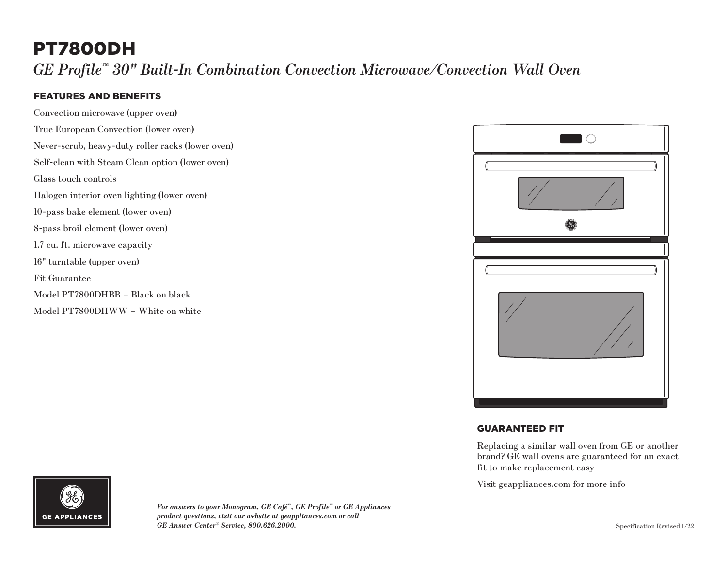# PT7800DH

*GE Profile™ 30" Built-In Combination Convection Microwave/Convection Wall Oven*

## FEATURES AND BENEFITS

Convection microwave (upper oven)

True European Convection (lower oven)

Never-scrub, heavy-duty roller racks (lower oven)

Self-clean with Steam Clean option (lower oven)

Glass touch controls

Halogen interior oven lighting (lower oven)

10-pass bake element (lower oven)

8-pass broil element (lower oven)

1.7 cu. ft. microwave capacity

16" turntable (upper oven)

Fit Guarantee

Model PT7800DHBB – Black on black

Model PT7800DHWW – White on white

## GUARANTEED FIT

Replacing a similar wall oven from GE or another brand? GE wall ovens are guaranteed for an exact fit to make replacement easy

Visit geappliances.com for more info

GE APPLIANCES

***For answers to your Monogram, GE Café™, GE Profile™ or GE Appliances product questions, visit our website at geappliances.com or call GE Answer Center® Service, 800.626.2000.***

Specification Revised 1/22